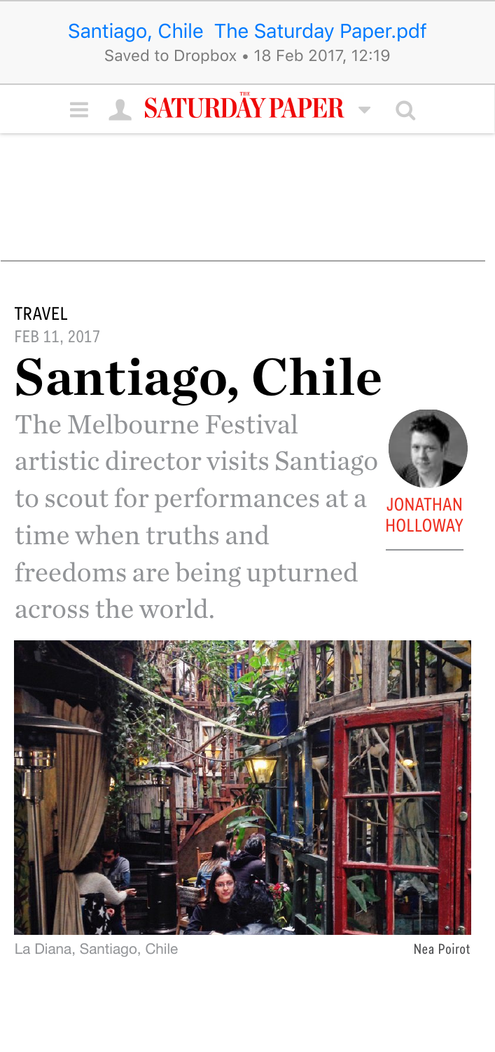TRAVEL

FEB 11, 2017

# Santiago, Chile

The Melbourne Festival artistic director visits Santiago to scout for performances at a time when truths and freedoms are being upturned across the world.

JONATHAN HOLLOWAY

La Diana, Santiago, Chile — Nea Poirot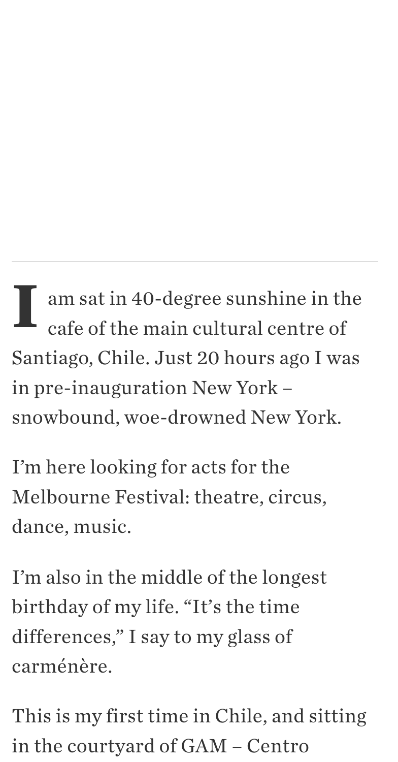I am sat in 40-degree sunshine in the cafe of the main cultural centre of Santiago, Chile. Just 20 hours ago I was in pre-inauguration New York – snowbound, woe-drowned New York.

I'm here looking for acts for the Melbourne Festival: theatre, circus, dance, music.

I'm also in the middle of the longest birthday of my life. "It's the time differences," I say to my glass of carménère.

This is my first time in Chile, and sitting in the courtyard of GAM – Centro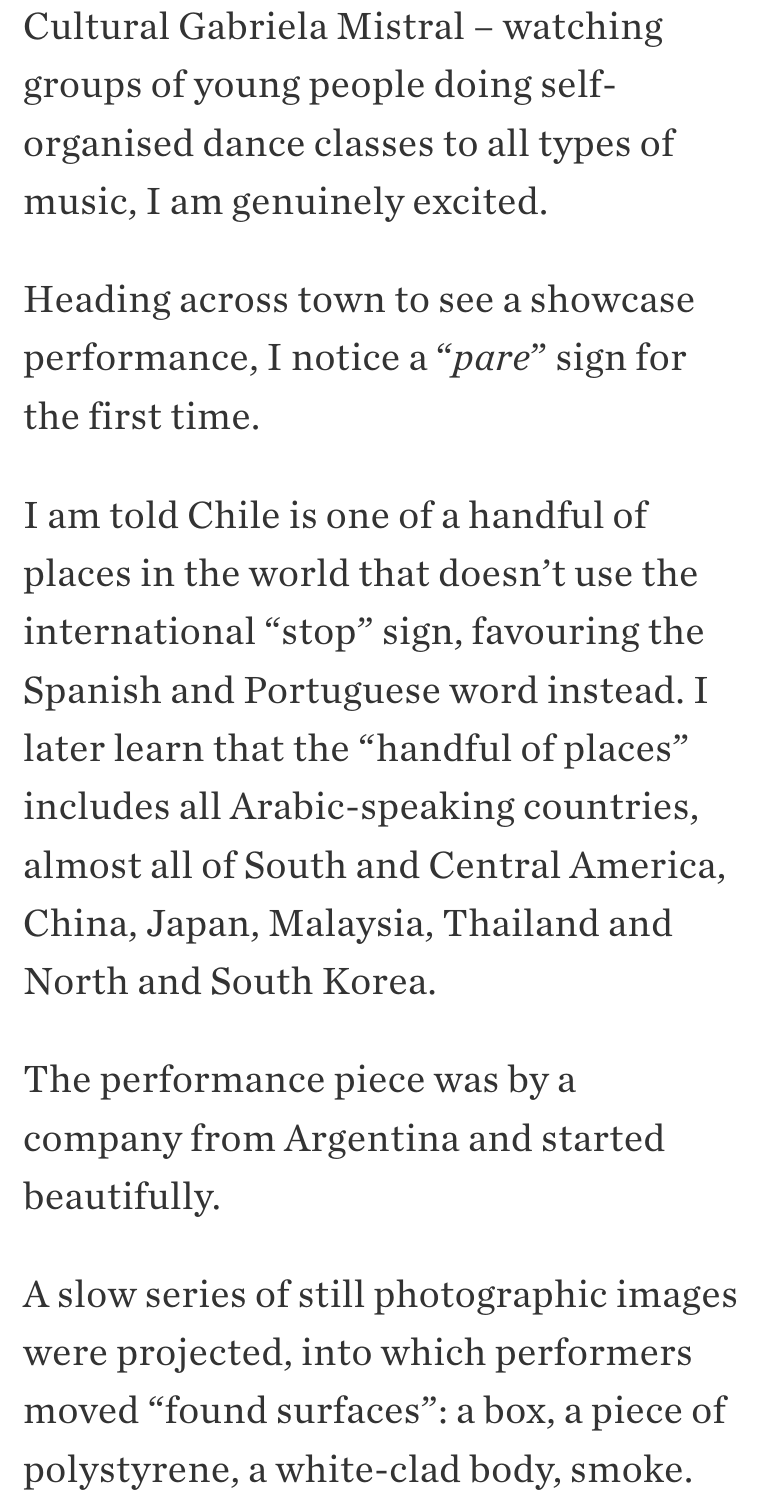Cultural Gabriela Mistral – watching groups of young people doing self-organised dance classes to all types of music, I am genuinely excited.

Heading across town to see a showcase performance, I notice a “*pare*” sign for the first time.

I am told Chile is one of a handful of places in the world that doesn’t use the international “stop” sign, favouring the Spanish and Portuguese word instead. I later learn that the “handful of places” includes all Arabic-speaking countries, almost all of South and Central America, China, Japan, Malaysia, Thailand and North and South Korea.

The performance piece was by a company from Argentina and started beautifully.

A slow series of still photographic images were projected, into which performers moved “found surfaces”: a box, a piece of polystyrene, a white-clad body, smoke.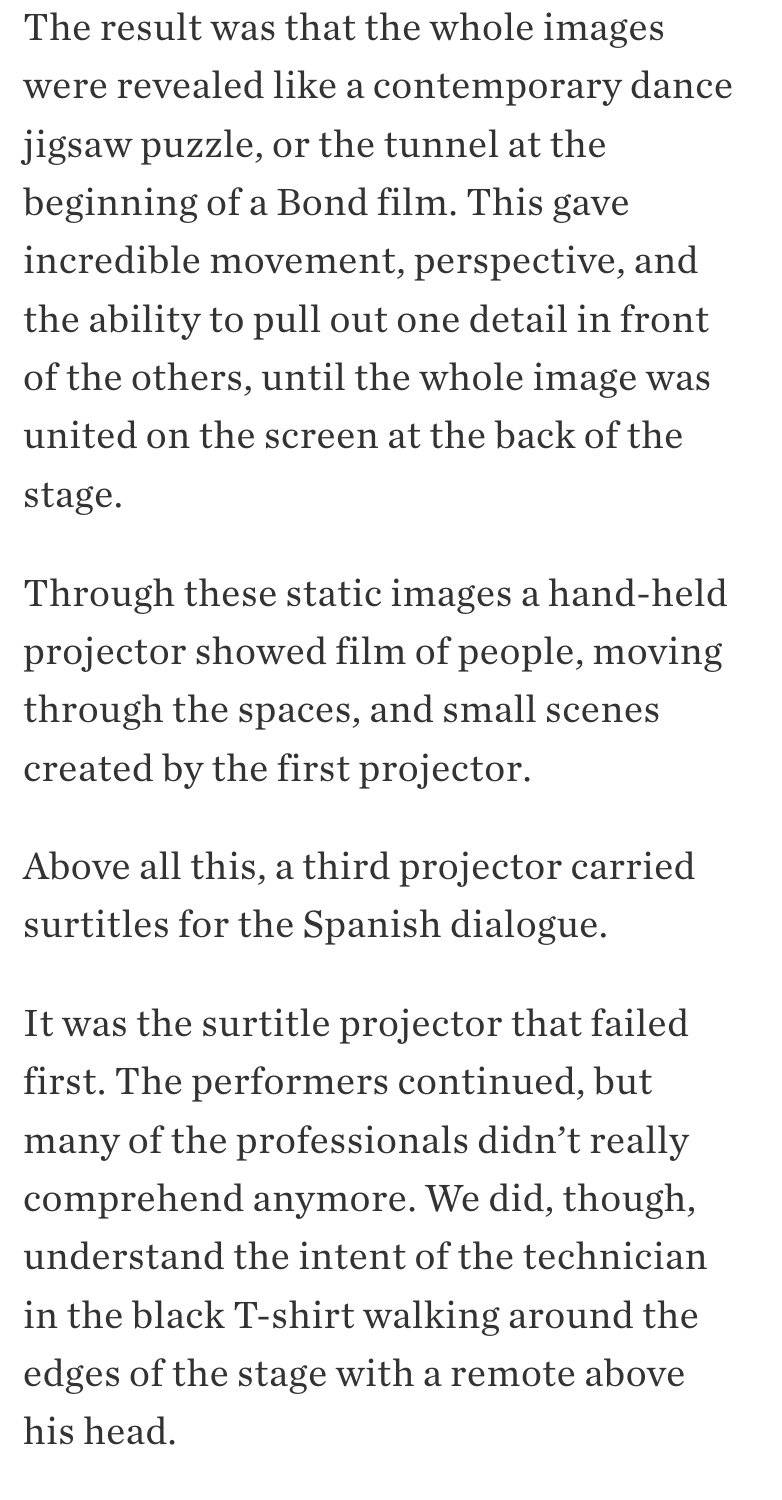The result was that the whole images were revealed like a contemporary dance jigsaw puzzle, or the tunnel at the beginning of a Bond film. This gave incredible movement, perspective, and the ability to pull out one detail in front of the others, until the whole image was united on the screen at the back of the stage.

Through these static images a hand-held projector showed film of people, moving through the spaces, and small scenes created by the first projector.

Above all this, a third projector carried surtitles for the Spanish dialogue.

It was the surtitle projector that failed first. The performers continued, but many of the professionals didn't really comprehend anymore. We did, though, understand the intent of the technician in the black T-shirt walking around the edges of the stage with a remote above his head.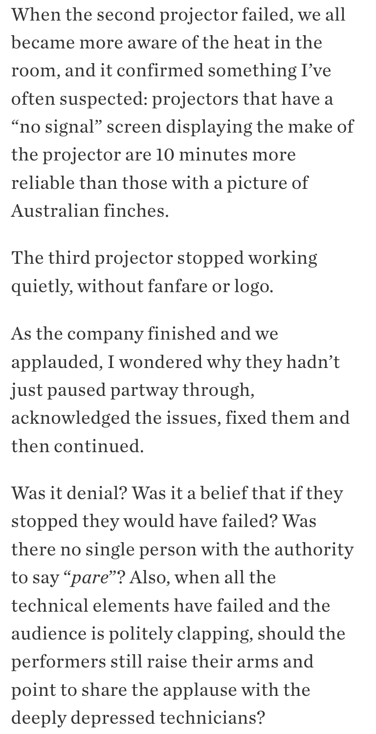When the second projector failed, we all became more aware of the heat in the room, and it confirmed something I've often suspected: projectors that have a "no signal" screen displaying the make of the projector are 10 minutes more reliable than those with a picture of Australian finches.

The third projector stopped working quietly, without fanfare or logo.

As the company finished and we applauded, I wondered why they hadn't just paused partway through, acknowledged the issues, fixed them and then continued.

Was it denial? Was it a belief that if they stopped they would have failed? Was there no single person with the authority to say "*pare*"? Also, when all the technical elements have failed and the audience is politely clapping, should the performers still raise their arms and point to share the applause with the deeply depressed technicians?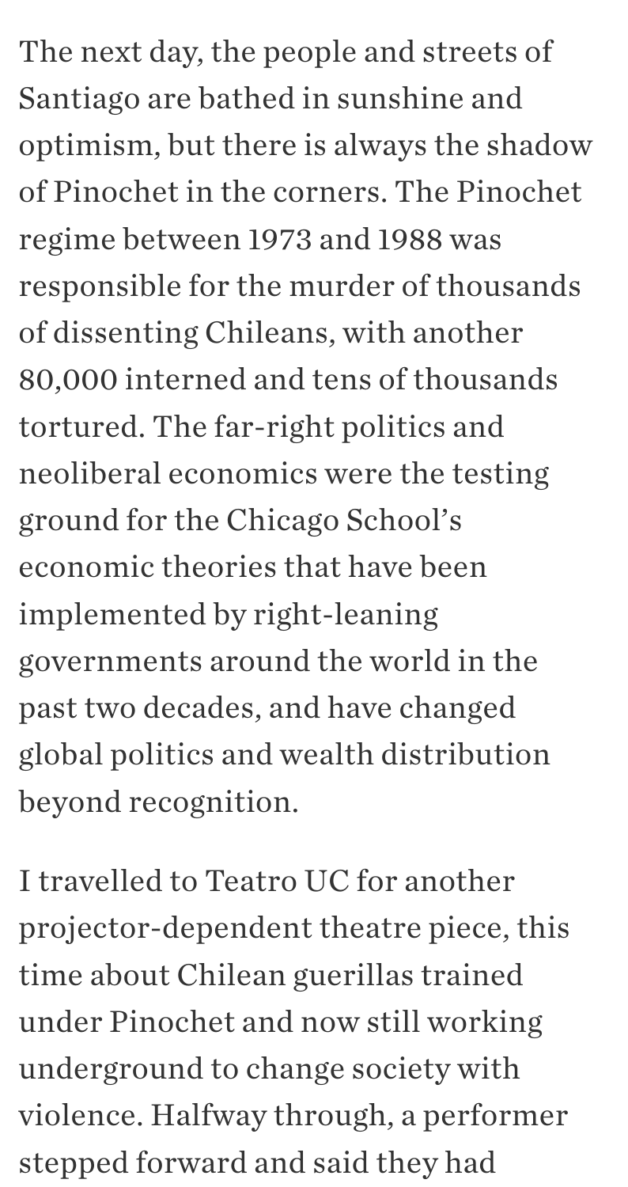The next day, the people and streets of Santiago are bathed in sunshine and optimism, but there is always the shadow of Pinochet in the corners. The Pinochet regime between 1973 and 1988 was responsible for the murder of thousands of dissenting Chileans, with another 80,000 interned and tens of thousands tortured. The far-right politics and neoliberal economics were the testing ground for the Chicago School's economic theories that have been implemented by right-leaning governments around the world in the past two decades, and have changed global politics and wealth distribution beyond recognition.

I travelled to Teatro UC for another projector-dependent theatre piece, this time about Chilean guerillas trained under Pinochet and now still working underground to change society with violence. Halfway through, a performer stepped forward and said they had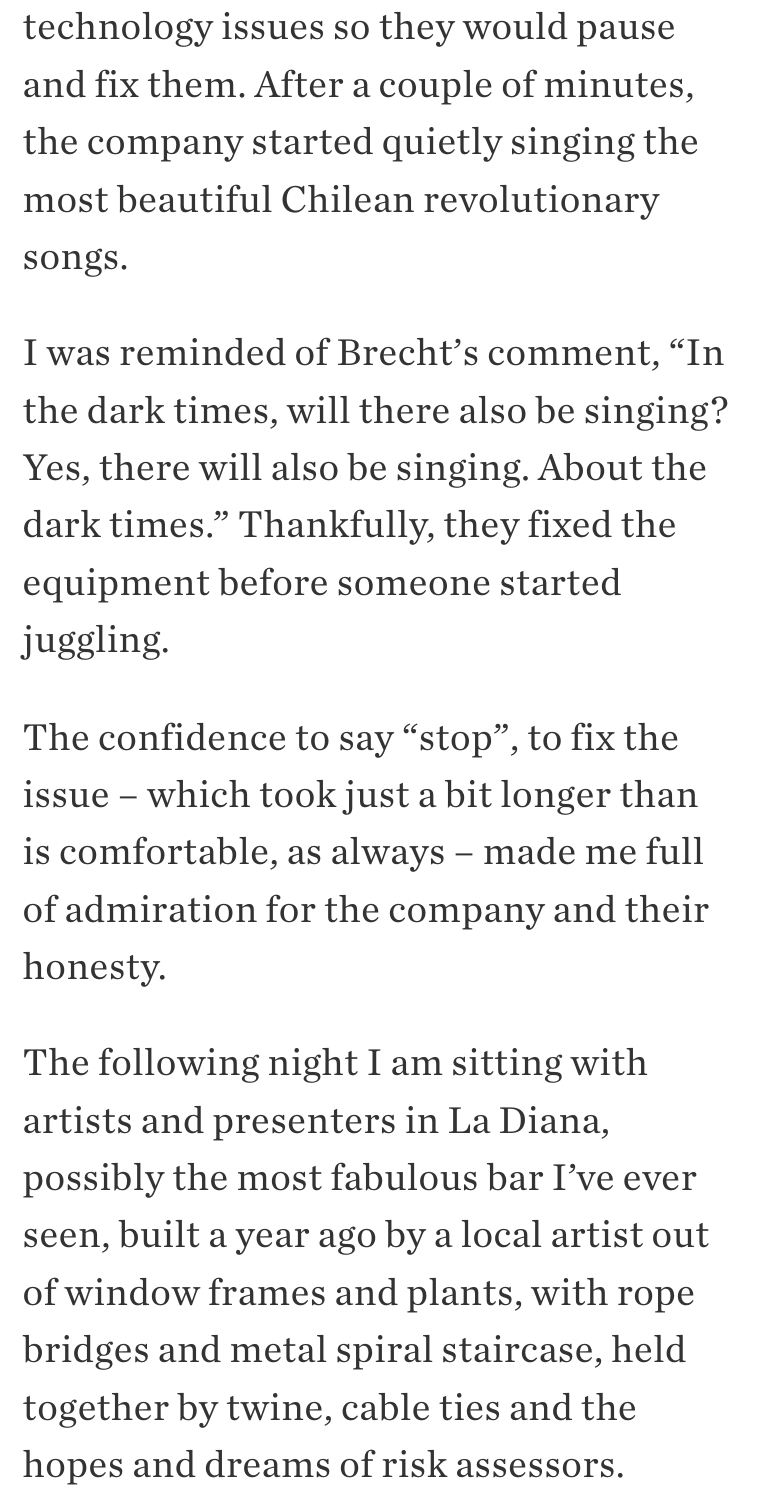technology issues so they would pause and fix them. After a couple of minutes, the company started quietly singing the most beautiful Chilean revolutionary songs.

I was reminded of Brecht's comment, "In the dark times, will there also be singing? Yes, there will also be singing. About the dark times." Thankfully, they fixed the equipment before someone started juggling.

The confidence to say "stop", to fix the issue – which took just a bit longer than is comfortable, as always – made me full of admiration for the company and their honesty.

The following night I am sitting with artists and presenters in La Diana, possibly the most fabulous bar I've ever seen, built a year ago by a local artist out of window frames and plants, with rope bridges and metal spiral staircase, held together by twine, cable ties and the hopes and dreams of risk assessors.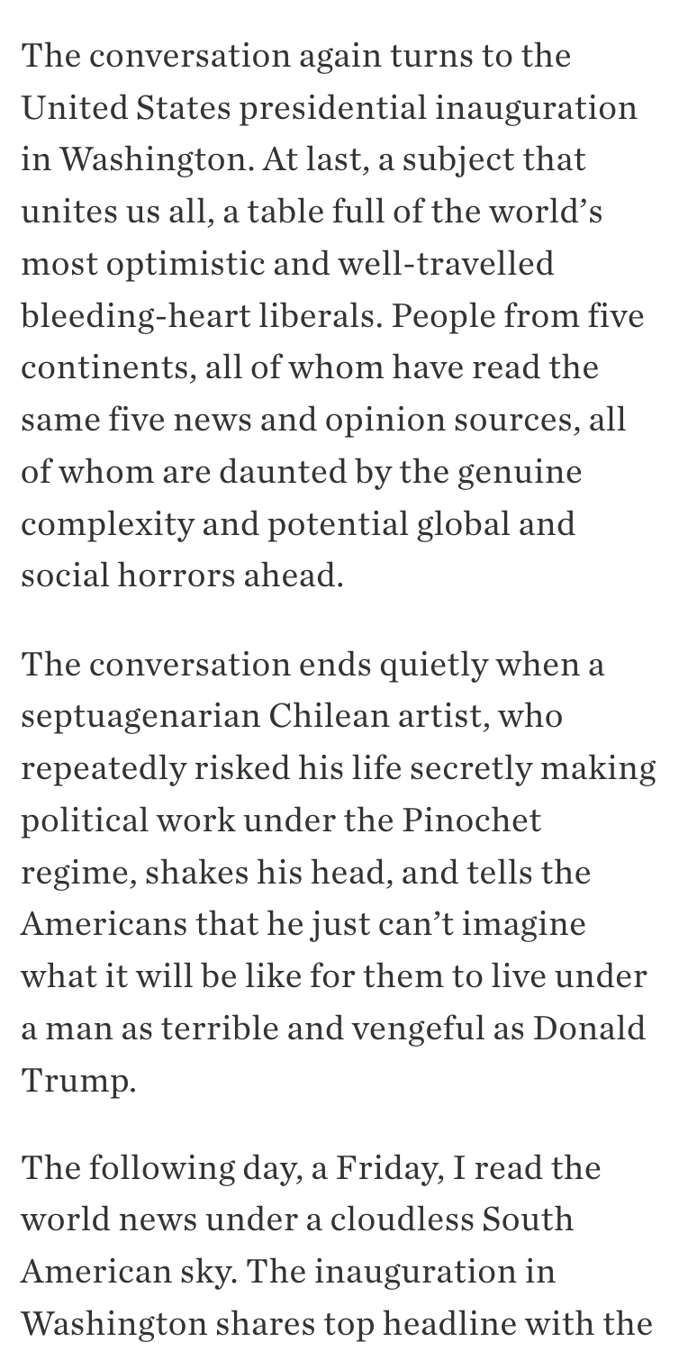The conversation again turns to the United States presidential inauguration in Washington. At last, a subject that unites us all, a table full of the world's most optimistic and well-travelled bleeding-heart liberals. People from five continents, all of whom have read the same five news and opinion sources, all of whom are daunted by the genuine complexity and potential global and social horrors ahead.

The conversation ends quietly when a septuagenarian Chilean artist, who repeatedly risked his life secretly making political work under the Pinochet regime, shakes his head, and tells the Americans that he just can't imagine what it will be like for them to live under a man as terrible and vengeful as Donald Trump.

The following day, a Friday, I read the world news under a cloudless South American sky. The inauguration in Washington shares top headline with the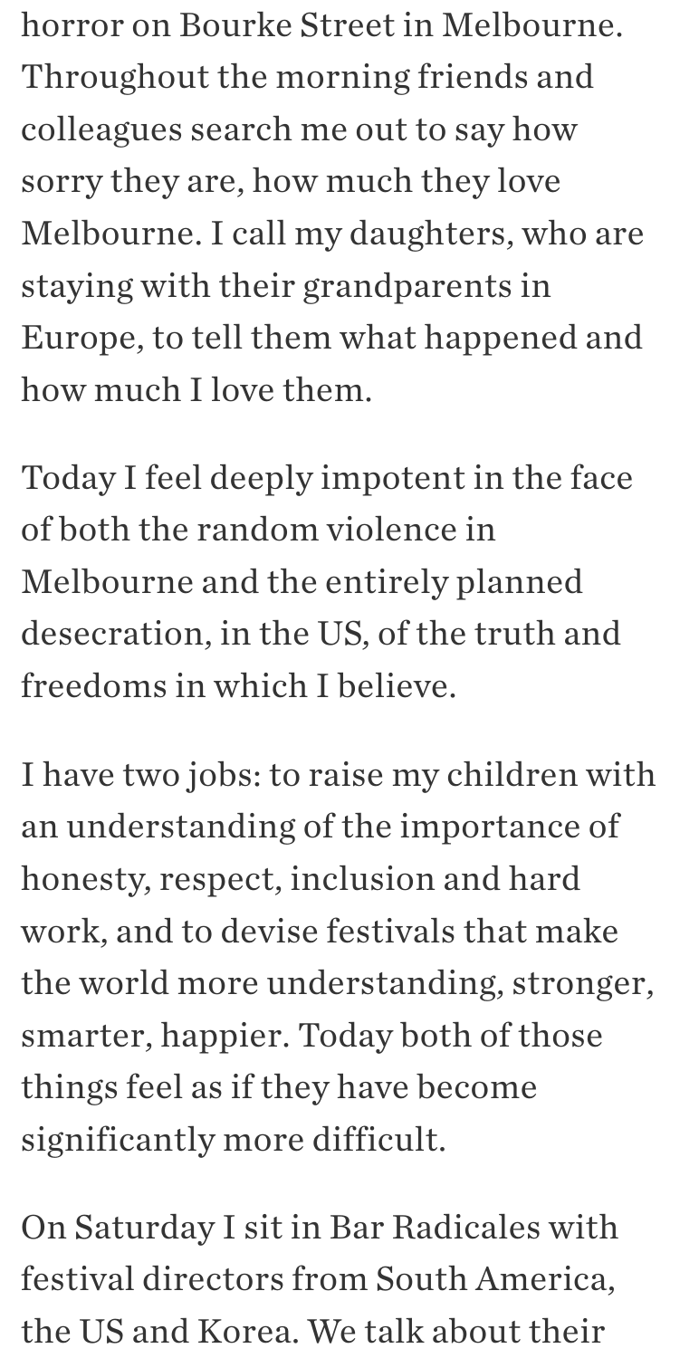horror on Bourke Street in Melbourne. Throughout the morning friends and colleagues search me out to say how sorry they are, how much they love Melbourne. I call my daughters, who are staying with their grandparents in Europe, to tell them what happened and how much I love them.

Today I feel deeply impotent in the face of both the random violence in Melbourne and the entirely planned desecration, in the US, of the truth and freedoms in which I believe.

I have two jobs: to raise my children with an understanding of the importance of honesty, respect, inclusion and hard work, and to devise festivals that make the world more understanding, stronger, smarter, happier. Today both of those things feel as if they have become significantly more difficult.

On Saturday I sit in Bar Radicales with festival directors from South America, the US and Korea. We talk about their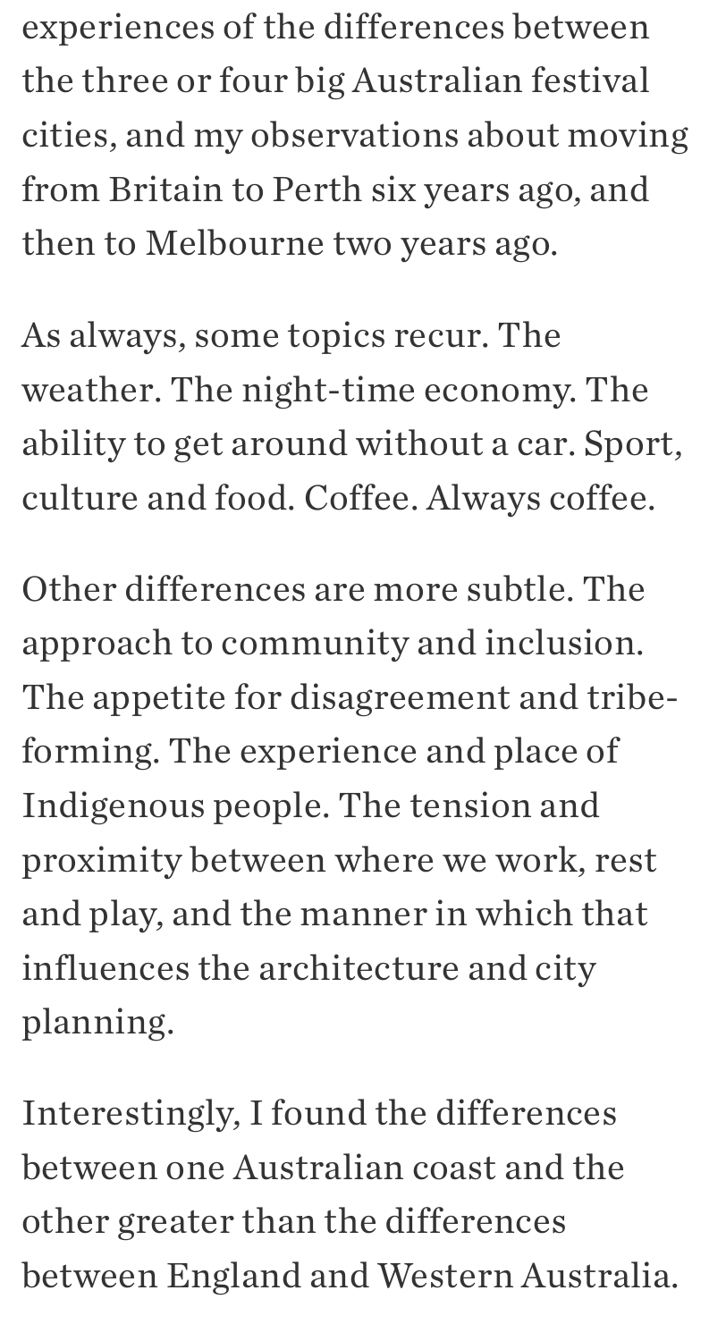experiences of the differences between the three or four big Australian festival cities, and my observations about moving from Britain to Perth six years ago, and then to Melbourne two years ago.

As always, some topics recur. The weather. The night-time economy. The ability to get around without a car. Sport, culture and food. Coffee. Always coffee.

Other differences are more subtle. The approach to community and inclusion. The appetite for disagreement and tribe-forming. The experience and place of Indigenous people. The tension and proximity between where we work, rest and play, and the manner in which that influences the architecture and city planning.

Interestingly, I found the differences between one Australian coast and the other greater than the differences between England and Western Australia.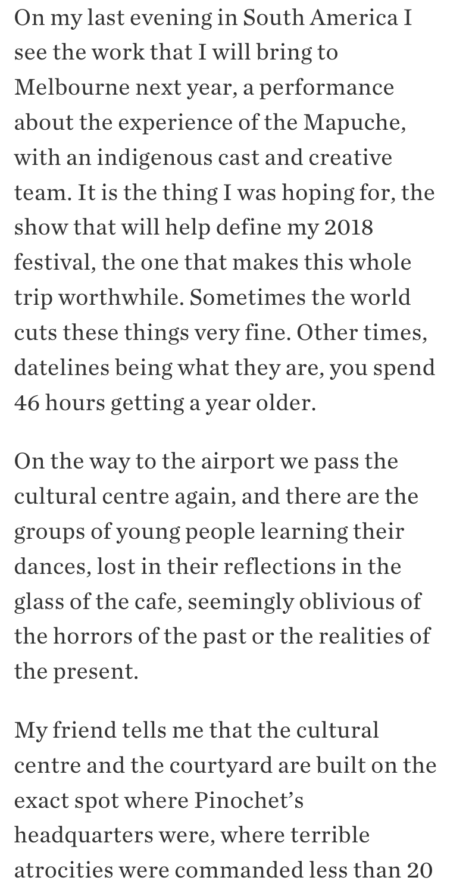On my last evening in South America I see the work that I will bring to Melbourne next year, a performance about the experience of the Mapuche, with an indigenous cast and creative team. It is the thing I was hoping for, the show that will help define my 2018 festival, the one that makes this whole trip worthwhile. Sometimes the world cuts these things very fine. Other times, datelines being what they are, you spend 46 hours getting a year older.

On the way to the airport we pass the cultural centre again, and there are the groups of young people learning their dances, lost in their reflections in the glass of the cafe, seemingly oblivious of the horrors of the past or the realities of the present.

My friend tells me that the cultural centre and the courtyard are built on the exact spot where Pinochet's headquarters were, where terrible atrocities were commanded less than 20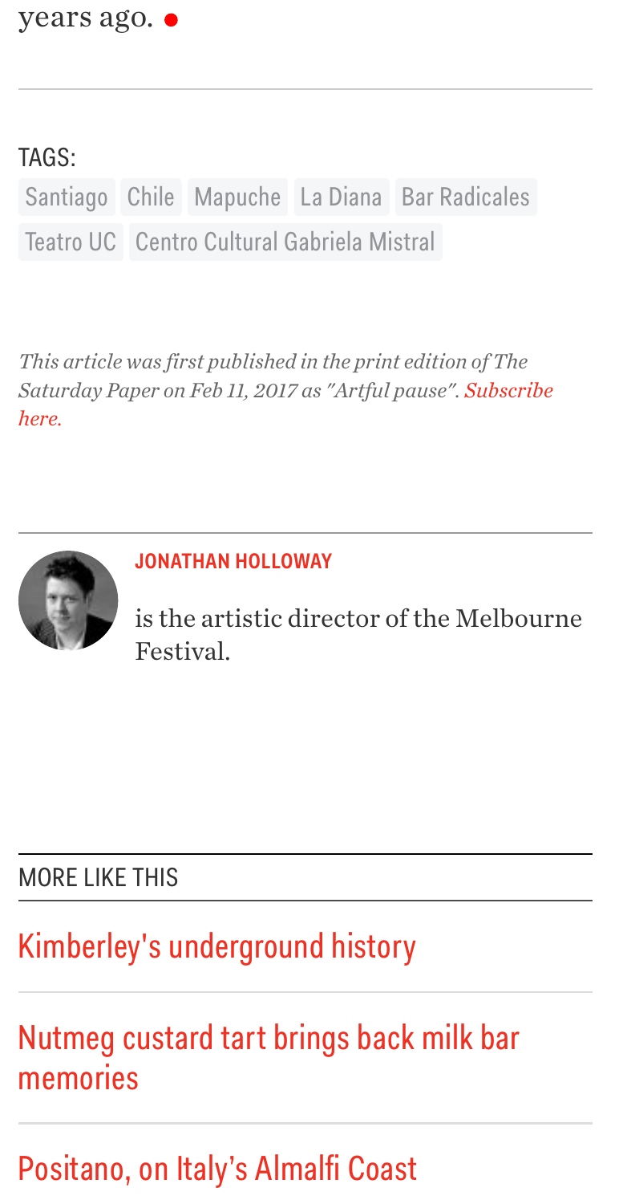years ago. ●

---

TAGS:

Santiago Chile Mapuche La Diana Bar Radicales Teatro UC Centro Cultural Gabriela Mistral

*This article was first published in the print edition of The Saturday Paper on Feb 11, 2017 as "Artful pause". Subscribe here.*

---

**JONATHAN HOLLOWAY**

is the artistic director of the Melbourne Festival.

---

MORE LIKE THIS

---

Kimberley's underground history

---

Nutmeg custard tart brings back milk bar memories

---

Positano, on Italy's Almalfi Coast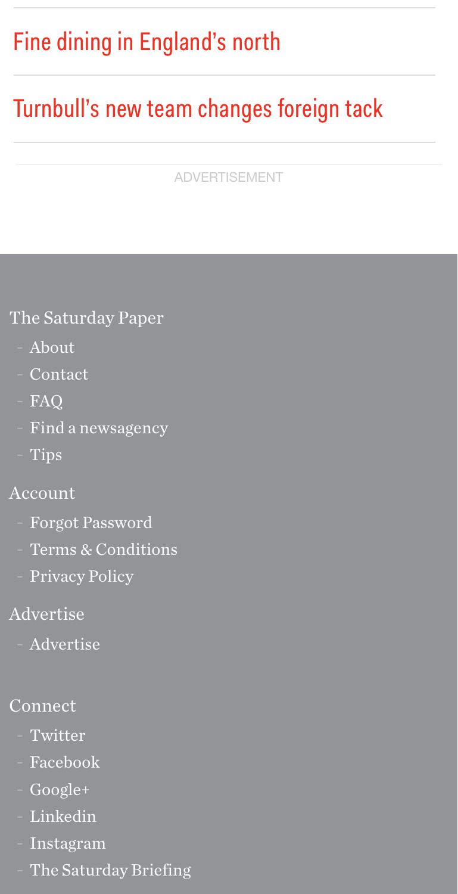Fine dining in England's north

Turnbull's new team changes foreign tack

ADVERTISEMENT

The Saturday Paper

- About
- Contact
- FAQ
- Find a newsagency
- Tips

Account

- Forgot Password
- Terms & Conditions
- Privacy Policy

Advertise

- Advertise

Connect

- Twitter
- Facebook
- Google+
- Linkedin
- Instagram
- The Saturday Briefing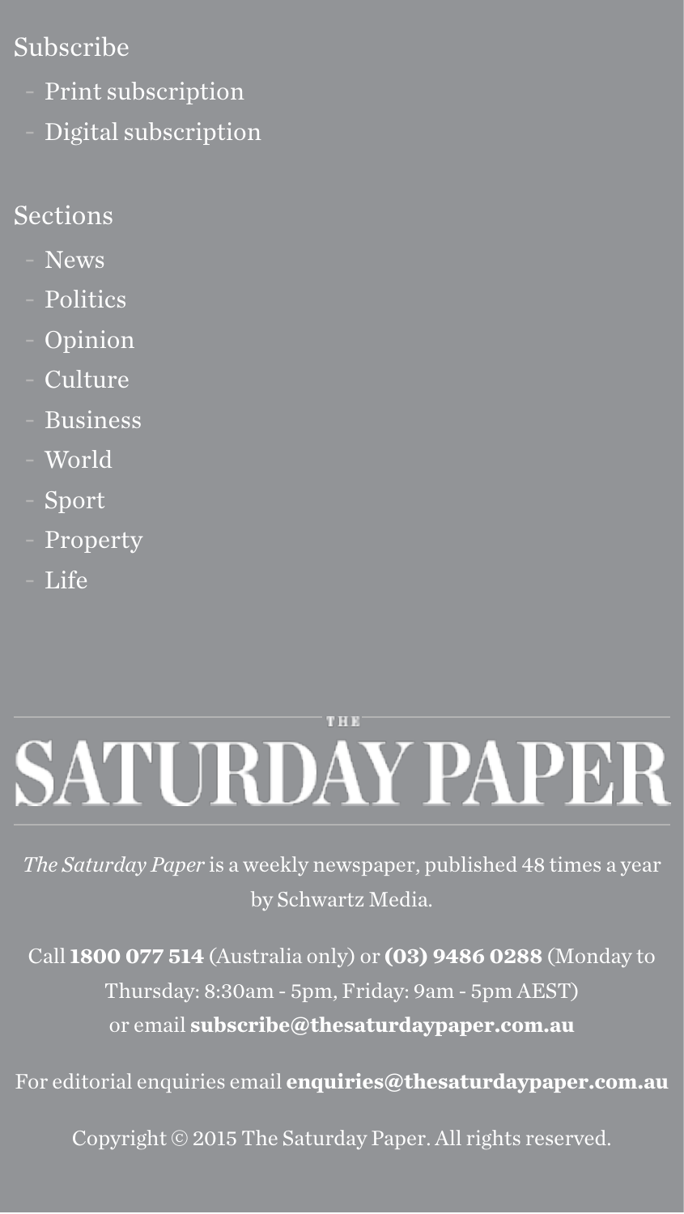Subscribe

- Print subscription
- Digital subscription

Sections

- News
- Politics
- Opinion
- Culture
- Business
- World
- Sport
- Property
- Life

THE SATURDAY PAPER

*The Saturday Paper* is a weekly newspaper, published 48 times a year by Schwartz Media.

Call **1800 077 514** (Australia only) or **(03) 9486 0288** (Monday to Thursday: 8:30am - 5pm, Friday: 9am - 5pm AEST) or email **subscribe@thesaturdaypaper.com.au**

For editorial enquiries email **enquiries@thesaturdaypaper.com.au**

Copyright © 2015 The Saturday Paper. All rights reserved.